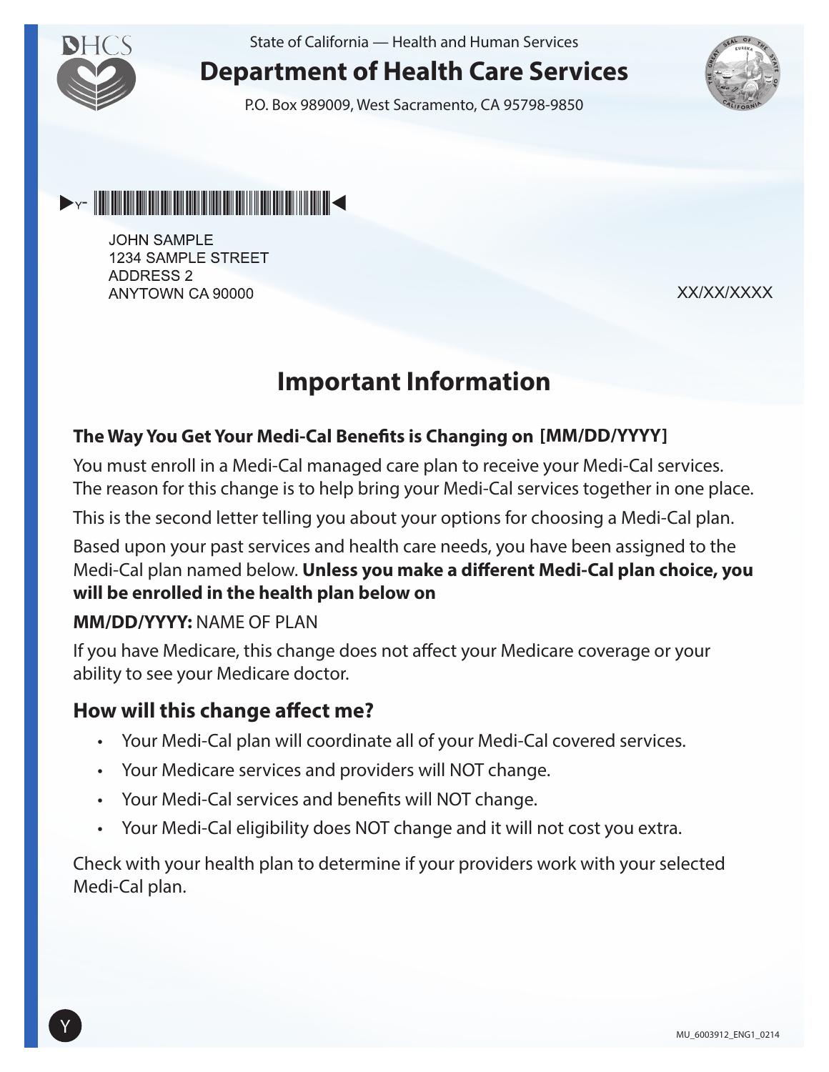State of California — Health and Human Services

# Department of Health Care Services

P.O. Box 989009, West Sacramento, CA 95798-9850

JOHN SAMPLE
1234 SAMPLE STREET
ADDRESS 2
ANYTOWN CA 90000

XX/XX/XXXX

## Important Information

### The Way You Get Your Medi-Cal Benefits is Changing on [MM/DD/YYYY]

You must enroll in a Medi-Cal managed care plan to receive your Medi-Cal services. The reason for this change is to help bring your Medi-Cal services together in one place.

This is the second letter telling you about your options for choosing a Medi-Cal plan.

Based upon your past services and health care needs, you have been assigned to the Medi-Cal plan named below. **Unless you make a different Medi-Cal plan choice, you will be enrolled in the health plan below on**

**MM/DD/YYYY:** NAME OF PLAN

If you have Medicare, this change does not affect your Medicare coverage or your ability to see your Medicare doctor.

### How will this change affect me?

- Your Medi-Cal plan will coordinate all of your Medi-Cal covered services.
- Your Medicare services and providers will NOT change.
- Your Medi-Cal services and benefits will NOT change.
- Your Medi-Cal eligibility does NOT change and it will not cost you extra.

Check with your health plan to determine if your providers work with your selected Medi-Cal plan.

MU_6003912_ENG1_0214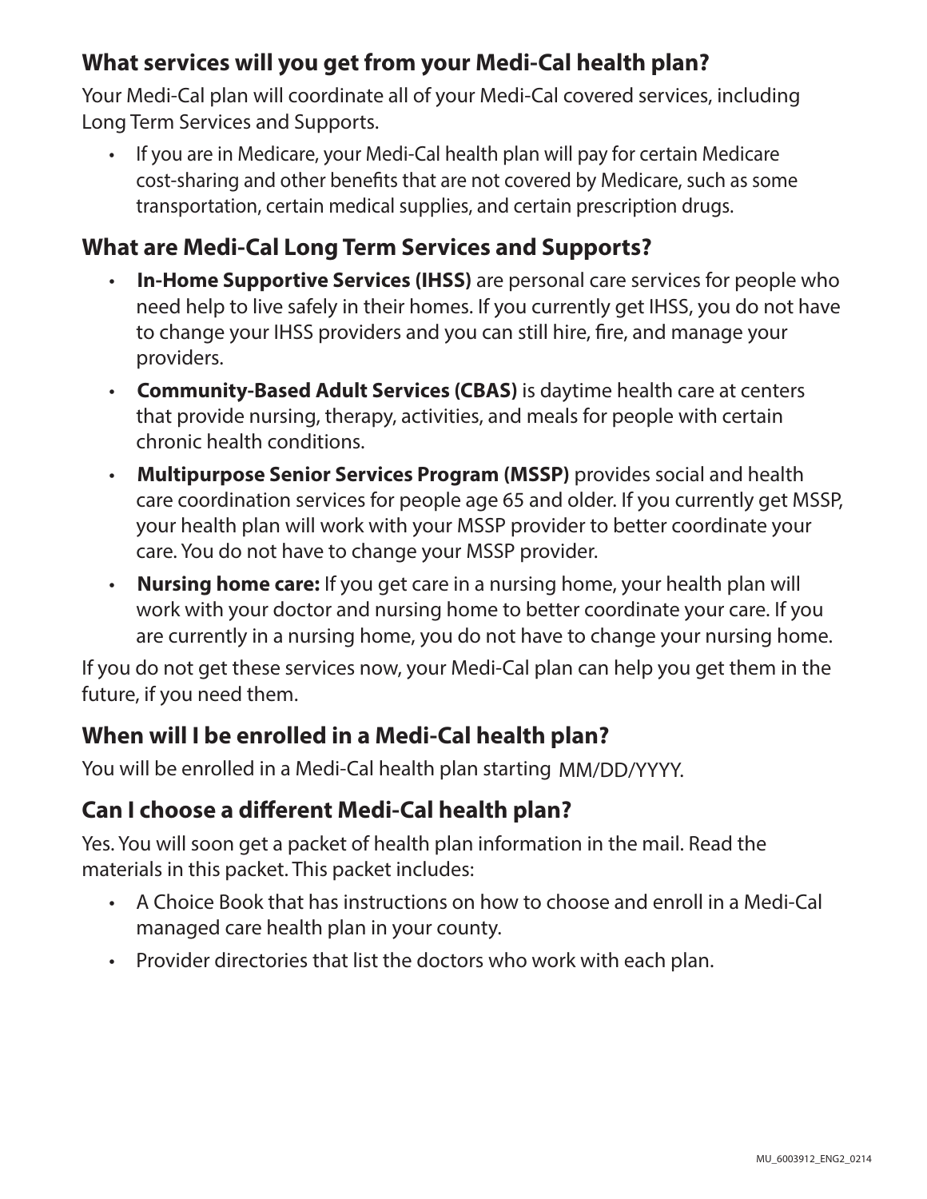## What services will you get from your Medi-Cal health plan?

Your Medi-Cal plan will coordinate all of your Medi-Cal covered services, including Long Term Services and Supports.

- If you are in Medicare, your Medi-Cal health plan will pay for certain Medicare cost-sharing and other benefits that are not covered by Medicare, such as some transportation, certain medical supplies, and certain prescription drugs.

## What are Medi-Cal Long Term Services and Supports?

- **In-Home Supportive Services (IHSS)** are personal care services for people who need help to live safely in their homes. If you currently get IHSS, you do not have to change your IHSS providers and you can still hire, fire, and manage your providers.
- **Community-Based Adult Services (CBAS)** is daytime health care at centers that provide nursing, therapy, activities, and meals for people with certain chronic health conditions.
- **Multipurpose Senior Services Program (MSSP)** provides social and health care coordination services for people age 65 and older. If you currently get MSSP, your health plan will work with your MSSP provider to better coordinate your care. You do not have to change your MSSP provider.
- **Nursing home care:** If you get care in a nursing home, your health plan will work with your doctor and nursing home to better coordinate your care. If you are currently in a nursing home, you do not have to change your nursing home.

If you do not get these services now, your Medi-Cal plan can help you get them in the future, if you need them.

## When will I be enrolled in a Medi-Cal health plan?

You will be enrolled in a Medi-Cal health plan starting MM/DD/YYYY.

## Can I choose a different Medi-Cal health plan?

Yes. You will soon get a packet of health plan information in the mail. Read the materials in this packet. This packet includes:

- A Choice Book that has instructions on how to choose and enroll in a Medi-Cal managed care health plan in your county.
- Provider directories that list the doctors who work with each plan.

MU_6003912_ENG2_0214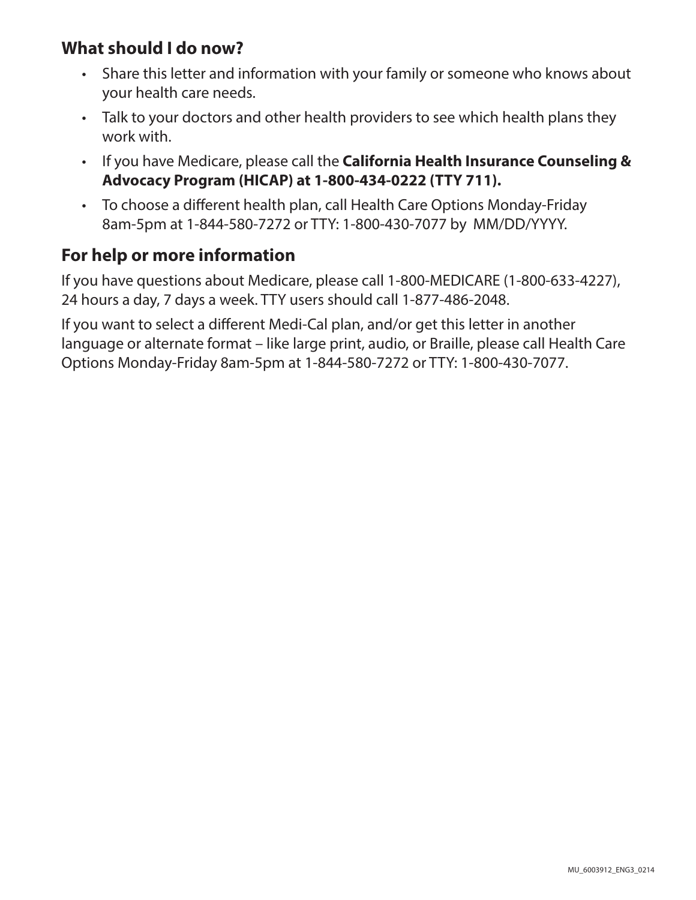## What should I do now?

- Share this letter and information with your family or someone who knows about your health care needs.
- Talk to your doctors and other health providers to see which health plans they work with.
- If you have Medicare, please call the **California Health Insurance Counseling & Advocacy Program (HICAP) at 1-800-434-0222 (TTY 711).**
- To choose a different health plan, call Health Care Options Monday-Friday 8am-5pm at 1-844-580-7272 or TTY: 1-800-430-7077 by MM/DD/YYYY.

## For help or more information

If you have questions about Medicare, please call 1-800-MEDICARE (1-800-633-4227), 24 hours a day, 7 days a week. TTY users should call 1-877-486-2048.

If you want to select a different Medi-Cal plan, and/or get this letter in another language or alternate format – like large print, audio, or Braille, please call Health Care Options Monday-Friday 8am-5pm at 1-844-580-7272 or TTY: 1-800-430-7077.

MU_6003912_ENG3_0214